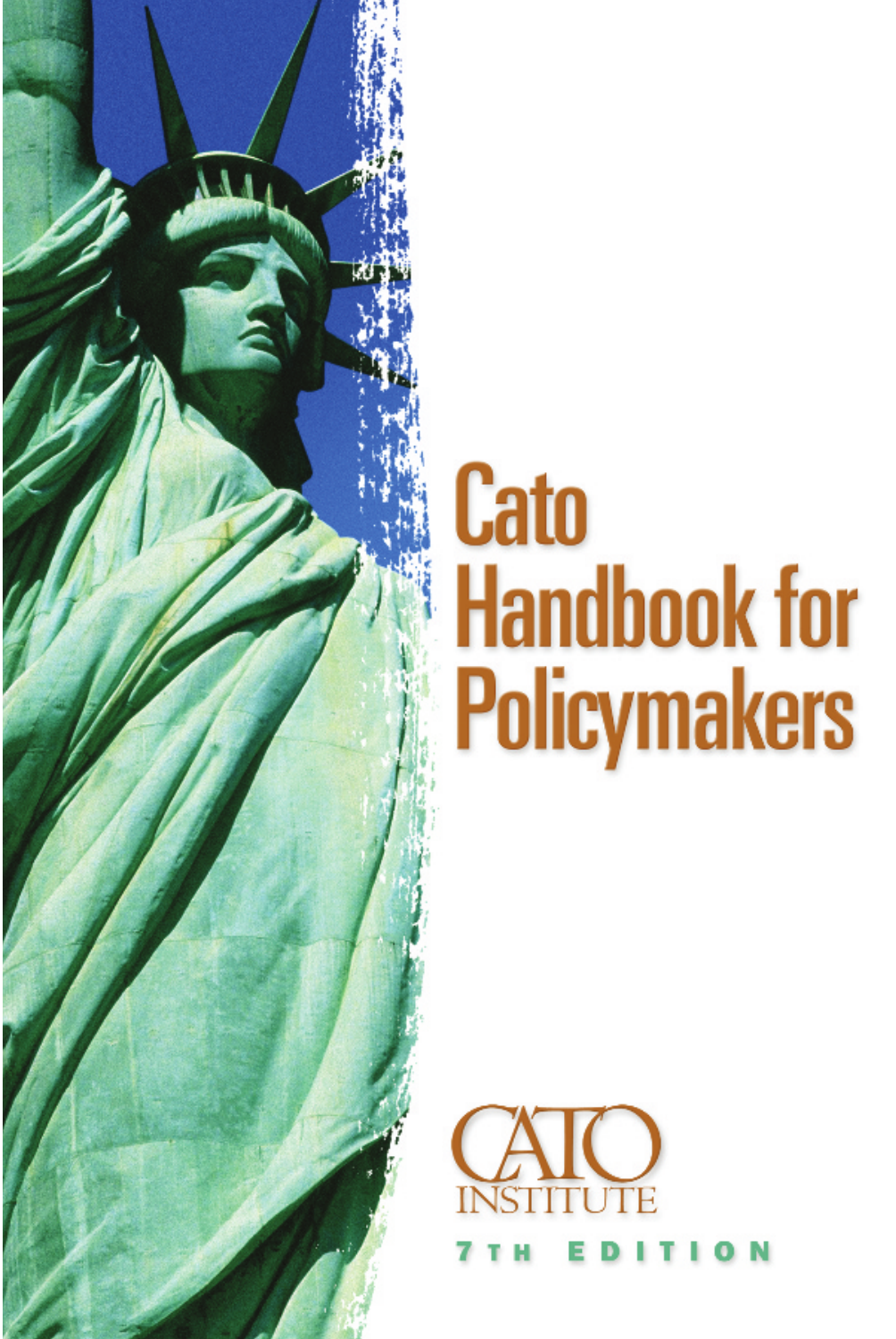# Cato Handbook for Policymakers

CATO INSTITUTE

7TH EDITION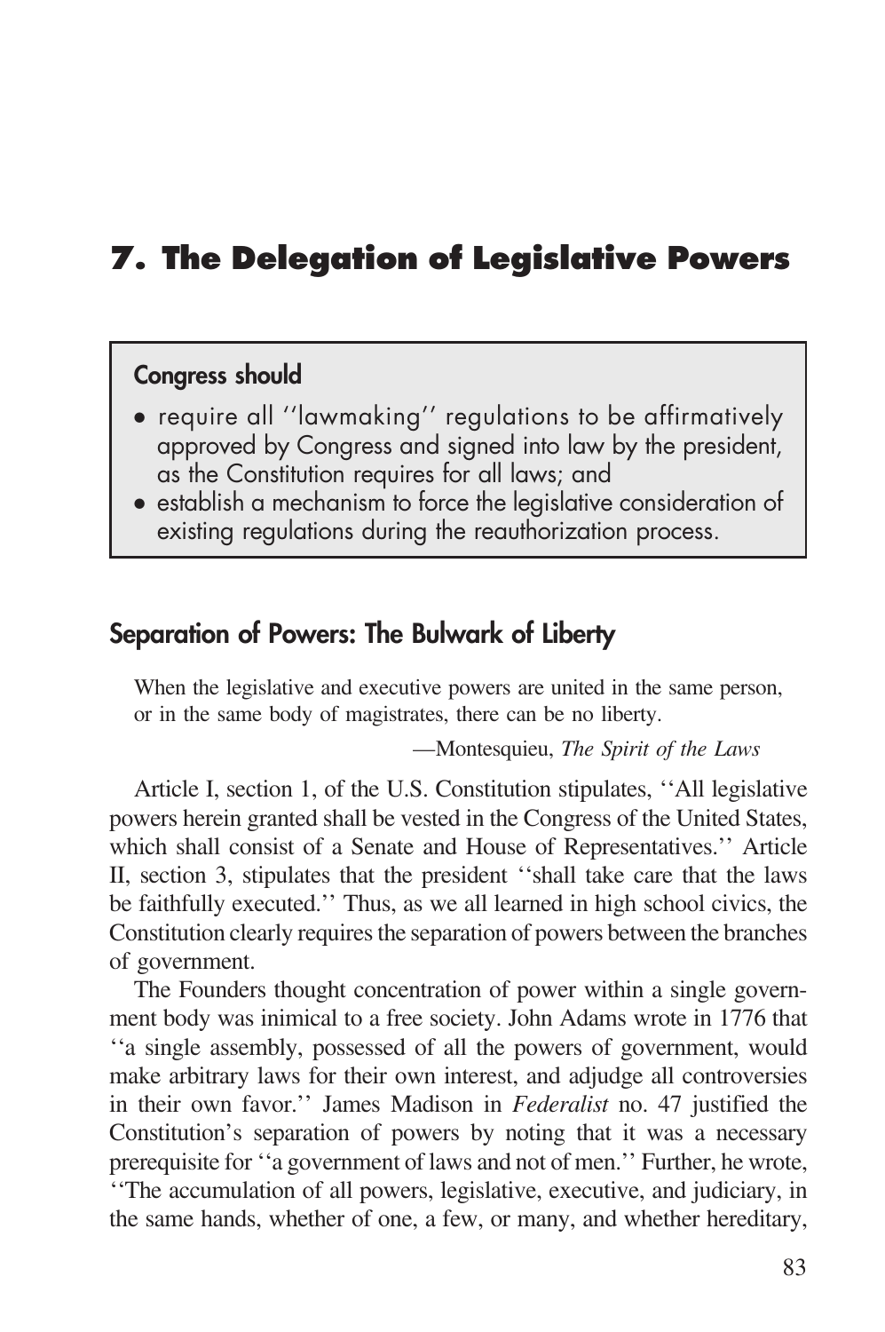# 7. The Delegation of Legislative Powers

**Congress should**

- require all ''lawmaking'' regulations to be affirmatively approved by Congress and signed into law by the president, as the Constitution requires for all laws; and
- establish a mechanism to force the legislative consideration of existing regulations during the reauthorization process.

## Separation of Powers: The Bulwark of Liberty

> When the legislative and executive powers are united in the same person, or in the same body of magistrates, there can be no liberty.
>
> —Montesquieu, *The Spirit of the Laws*

Article I, section 1, of the U.S. Constitution stipulates, ''All legislative powers herein granted shall be vested in the Congress of the United States, which shall consist of a Senate and House of Representatives.'' Article II, section 3, stipulates that the president ''shall take care that the laws be faithfully executed.'' Thus, as we all learned in high school civics, the Constitution clearly requires the separation of powers between the branches of government.

The Founders thought concentration of power within a single government body was inimical to a free society. John Adams wrote in 1776 that ''a single assembly, possessed of all the powers of government, would make arbitrary laws for their own interest, and adjudge all controversies in their own favor.'' James Madison in *Federalist* no. 47 justified the Constitution's separation of powers by noting that it was a necessary prerequisite for ''a government of laws and not of men.'' Further, he wrote, ''The accumulation of all powers, legislative, executive, and judiciary, in the same hands, whether of one, a few, or many, and whether hereditary,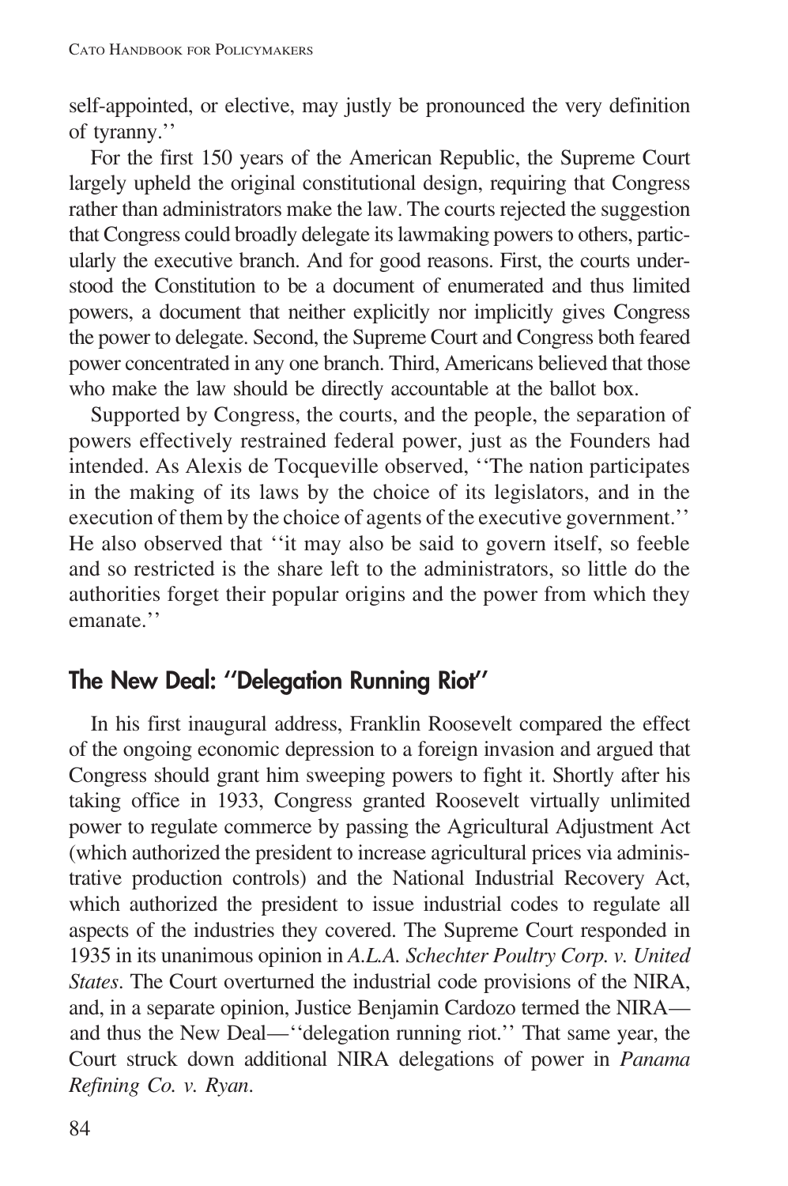self-appointed, or elective, may justly be pronounced the very definition of tyranny.''

For the first 150 years of the American Republic, the Supreme Court largely upheld the original constitutional design, requiring that Congress rather than administrators make the law. The courts rejected the suggestion that Congress could broadly delegate its lawmaking powers to others, particularly the executive branch. And for good reasons. First, the courts understood the Constitution to be a document of enumerated and thus limited powers, a document that neither explicitly nor implicitly gives Congress the power to delegate. Second, the Supreme Court and Congress both feared power concentrated in any one branch. Third, Americans believed that those who make the law should be directly accountable at the ballot box.

Supported by Congress, the courts, and the people, the separation of powers effectively restrained federal power, just as the Founders had intended. As Alexis de Tocqueville observed, ''The nation participates in the making of its laws by the choice of its legislators, and in the execution of them by the choice of agents of the executive government.'' He also observed that ''it may also be said to govern itself, so feeble and so restricted is the share left to the administrators, so little do the authorities forget their popular origins and the power from which they emanate.''

## The New Deal: ''Delegation Running Riot''

In his first inaugural address, Franklin Roosevelt compared the effect of the ongoing economic depression to a foreign invasion and argued that Congress should grant him sweeping powers to fight it. Shortly after his taking office in 1933, Congress granted Roosevelt virtually unlimited power to regulate commerce by passing the Agricultural Adjustment Act (which authorized the president to increase agricultural prices via administrative production controls) and the National Industrial Recovery Act, which authorized the president to issue industrial codes to regulate all aspects of the industries they covered. The Supreme Court responded in 1935 in its unanimous opinion in *A.L.A. Schechter Poultry Corp. v. United States*. The Court overturned the industrial code provisions of the NIRA, and, in a separate opinion, Justice Benjamin Cardozo termed the NIRA—and thus the New Deal—''delegation running riot.'' That same year, the Court struck down additional NIRA delegations of power in *Panama Refining Co. v. Ryan*.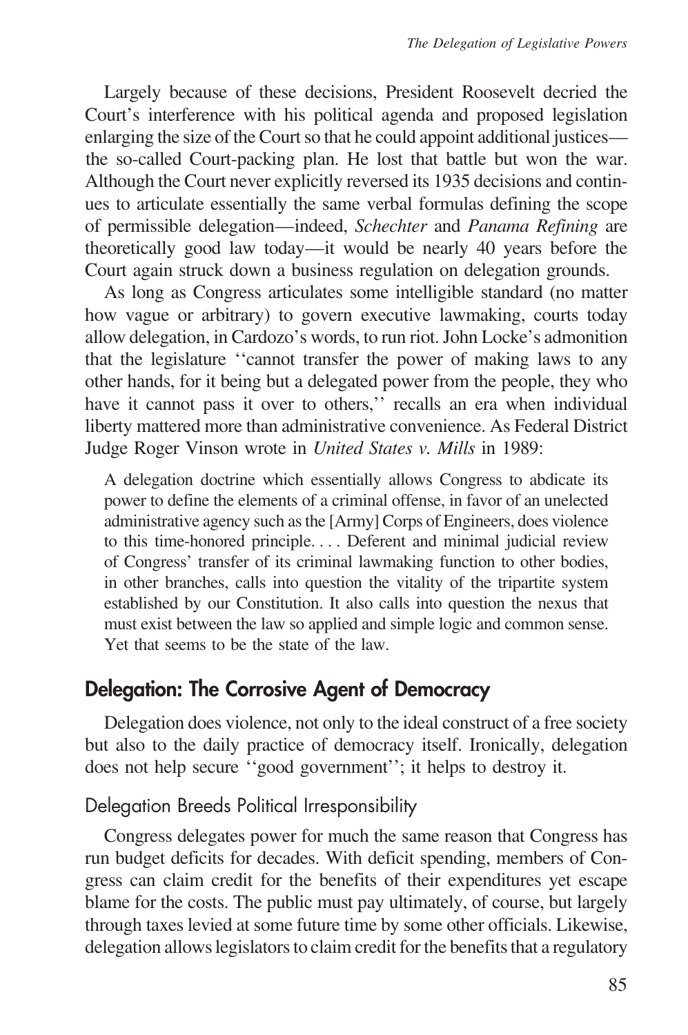Largely because of these decisions, President Roosevelt decried the Court's interference with his political agenda and proposed legislation enlarging the size of the Court so that he could appoint additional justices—the so-called Court-packing plan. He lost that battle but won the war. Although the Court never explicitly reversed its 1935 decisions and continues to articulate essentially the same verbal formulas defining the scope of permissible delegation—indeed, *Schechter* and *Panama Refining* are theoretically good law today—it would be nearly 40 years before the Court again struck down a business regulation on delegation grounds.

As long as Congress articulates some intelligible standard (no matter how vague or arbitrary) to govern executive lawmaking, courts today allow delegation, in Cardozo's words, to run riot. John Locke's admonition that the legislature ''cannot transfer the power of making laws to any other hands, for it being but a delegated power from the people, they who have it cannot pass it over to others,'' recalls an era when individual liberty mattered more than administrative convenience. As Federal District Judge Roger Vinson wrote in *United States v. Mills* in 1989:

> A delegation doctrine which essentially allows Congress to abdicate its power to define the elements of a criminal offense, in favor of an unelected administrative agency such as the [Army] Corps of Engineers, does violence to this time-honored principle. . . . Deferent and minimal judicial review of Congress' transfer of its criminal lawmaking function to other bodies, in other branches, calls into question the vitality of the tripartite system established by our Constitution. It also calls into question the nexus that must exist between the law so applied and simple logic and common sense. Yet that seems to be the state of the law.

## Delegation: The Corrosive Agent of Democracy

Delegation does violence, not only to the ideal construct of a free society but also to the daily practice of democracy itself. Ironically, delegation does not help secure ''good government''; it helps to destroy it.

### Delegation Breeds Political Irresponsibility

Congress delegates power for much the same reason that Congress has run budget deficits for decades. With deficit spending, members of Congress can claim credit for the benefits of their expenditures yet escape blame for the costs. The public must pay ultimately, of course, but largely through taxes levied at some future time by some other officials. Likewise, delegation allows legislators to claim credit for the benefits that a regulatory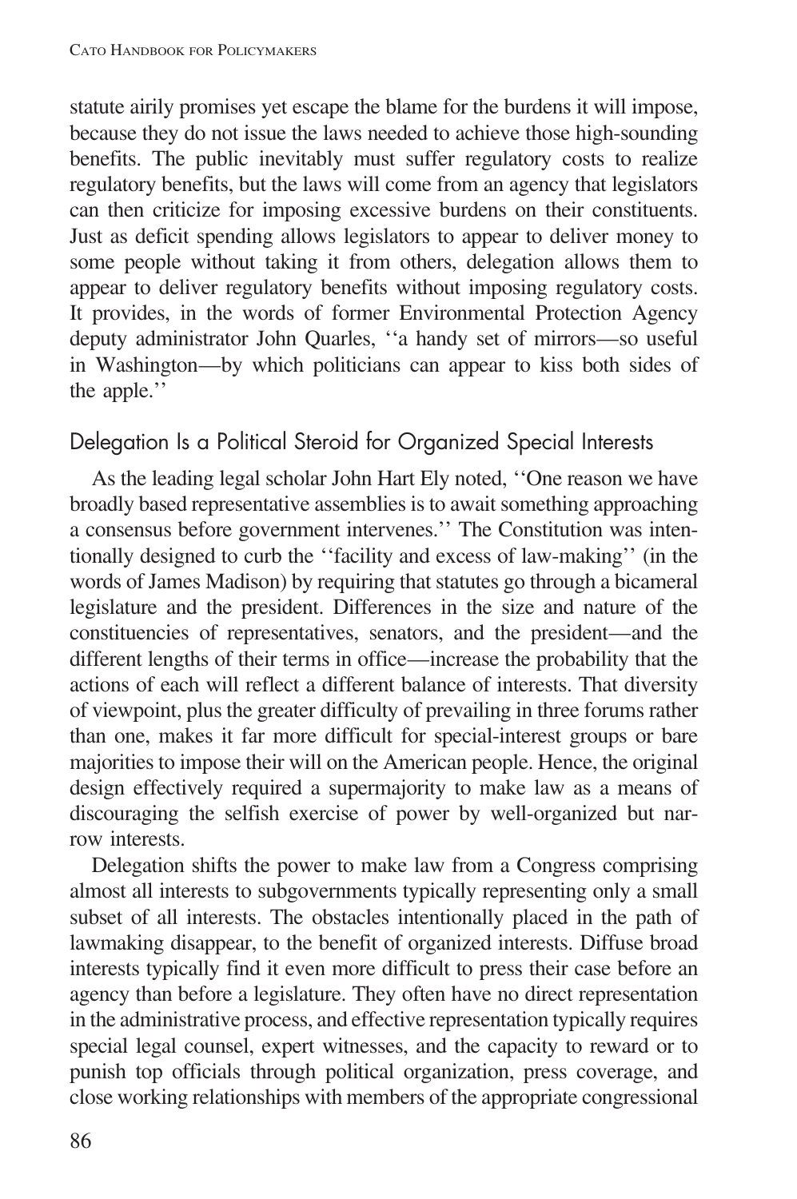statute airily promises yet escape the blame for the burdens it will impose, because they do not issue the laws needed to achieve those high-sounding benefits. The public inevitably must suffer regulatory costs to realize regulatory benefits, but the laws will come from an agency that legislators can then criticize for imposing excessive burdens on their constituents. Just as deficit spending allows legislators to appear to deliver money to some people without taking it from others, delegation allows them to appear to deliver regulatory benefits without imposing regulatory costs. It provides, in the words of former Environmental Protection Agency deputy administrator John Quarles, ''a handy set of mirrors—so useful in Washington—by which politicians can appear to kiss both sides of the apple.''

### Delegation Is a Political Steroid for Organized Special Interests

As the leading legal scholar John Hart Ely noted, ''One reason we have broadly based representative assemblies is to await something approaching a consensus before government intervenes.'' The Constitution was intentionally designed to curb the ''facility and excess of law-making'' (in the words of James Madison) by requiring that statutes go through a bicameral legislature and the president. Differences in the size and nature of the constituencies of representatives, senators, and the president—and the different lengths of their terms in office—increase the probability that the actions of each will reflect a different balance of interests. That diversity of viewpoint, plus the greater difficulty of prevailing in three forums rather than one, makes it far more difficult for special-interest groups or bare majorities to impose their will on the American people. Hence, the original design effectively required a supermajority to make law as a means of discouraging the selfish exercise of power by well-organized but narrow interests.

Delegation shifts the power to make law from a Congress comprising almost all interests to subgovernments typically representing only a small subset of all interests. The obstacles intentionally placed in the path of lawmaking disappear, to the benefit of organized interests. Diffuse broad interests typically find it even more difficult to press their case before an agency than before a legislature. They often have no direct representation in the administrative process, and effective representation typically requires special legal counsel, expert witnesses, and the capacity to reward or to punish top officials through political organization, press coverage, and close working relationships with members of the appropriate congressional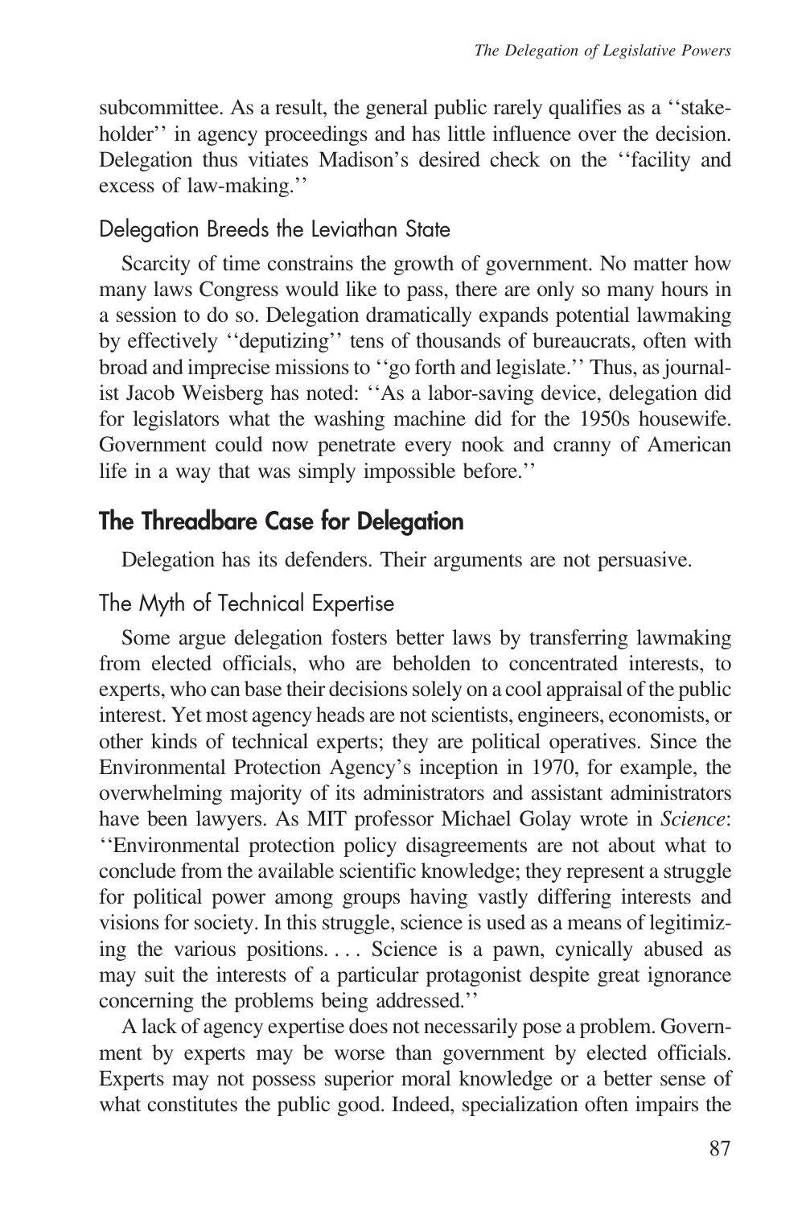subcommittee. As a result, the general public rarely qualifies as a ''stakeholder'' in agency proceedings and has little influence over the decision. Delegation thus vitiates Madison's desired check on the ''facility and excess of law-making.''

### Delegation Breeds the Leviathan State

Scarcity of time constrains the growth of government. No matter how many laws Congress would like to pass, there are only so many hours in a session to do so. Delegation dramatically expands potential lawmaking by effectively ''deputizing'' tens of thousands of bureaucrats, often with broad and imprecise missions to ''go forth and legislate.'' Thus, as journalist Jacob Weisberg has noted: ''As a labor-saving device, delegation did for legislators what the washing machine did for the 1950s housewife. Government could now penetrate every nook and cranny of American life in a way that was simply impossible before.''

## The Threadbare Case for Delegation

Delegation has its defenders. Their arguments are not persuasive.

### The Myth of Technical Expertise

Some argue delegation fosters better laws by transferring lawmaking from elected officials, who are beholden to concentrated interests, to experts, who can base their decisions solely on a cool appraisal of the public interest. Yet most agency heads are not scientists, engineers, economists, or other kinds of technical experts; they are political operatives. Since the Environmental Protection Agency's inception in 1970, for example, the overwhelming majority of its administrators and assistant administrators have been lawyers. As MIT professor Michael Golay wrote in *Science*: ''Environmental protection policy disagreements are not about what to conclude from the available scientific knowledge; they represent a struggle for political power among groups having vastly differing interests and visions for society. In this struggle, science is used as a means of legitimizing the various positions. . . . Science is a pawn, cynically abused as may suit the interests of a particular protagonist despite great ignorance concerning the problems being addressed.''

A lack of agency expertise does not necessarily pose a problem. Government by experts may be worse than government by elected officials. Experts may not possess superior moral knowledge or a better sense of what constitutes the public good. Indeed, specialization often impairs the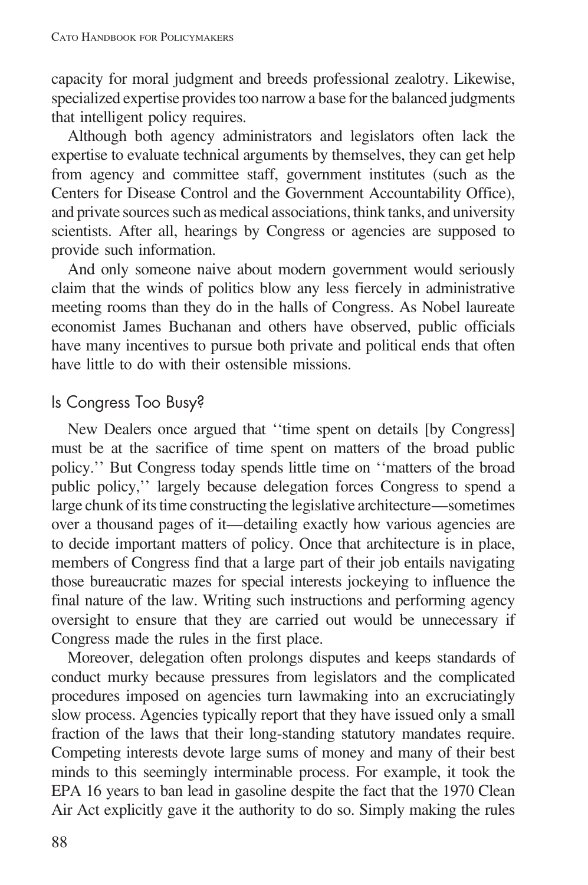capacity for moral judgment and breeds professional zealotry. Likewise, specialized expertise provides too narrow a base for the balanced judgments that intelligent policy requires.

Although both agency administrators and legislators often lack the expertise to evaluate technical arguments by themselves, they can get help from agency and committee staff, government institutes (such as the Centers for Disease Control and the Government Accountability Office), and private sources such as medical associations, think tanks, and university scientists. After all, hearings by Congress or agencies are supposed to provide such information.

And only someone naive about modern government would seriously claim that the winds of politics blow any less fiercely in administrative meeting rooms than they do in the halls of Congress. As Nobel laureate economist James Buchanan and others have observed, public officials have many incentives to pursue both private and political ends that often have little to do with their ostensible missions.

## Is Congress Too Busy?

New Dealers once argued that ''time spent on details [by Congress] must be at the sacrifice of time spent on matters of the broad public policy.'' But Congress today spends little time on ''matters of the broad public policy,'' largely because delegation forces Congress to spend a large chunk of its time constructing the legislative architecture—sometimes over a thousand pages of it—detailing exactly how various agencies are to decide important matters of policy. Once that architecture is in place, members of Congress find that a large part of their job entails navigating those bureaucratic mazes for special interests jockeying to influence the final nature of the law. Writing such instructions and performing agency oversight to ensure that they are carried out would be unnecessary if Congress made the rules in the first place.

Moreover, delegation often prolongs disputes and keeps standards of conduct murky because pressures from legislators and the complicated procedures imposed on agencies turn lawmaking into an excruciatingly slow process. Agencies typically report that they have issued only a small fraction of the laws that their long-standing statutory mandates require. Competing interests devote large sums of money and many of their best minds to this seemingly interminable process. For example, it took the EPA 16 years to ban lead in gasoline despite the fact that the 1970 Clean Air Act explicitly gave it the authority to do so. Simply making the rules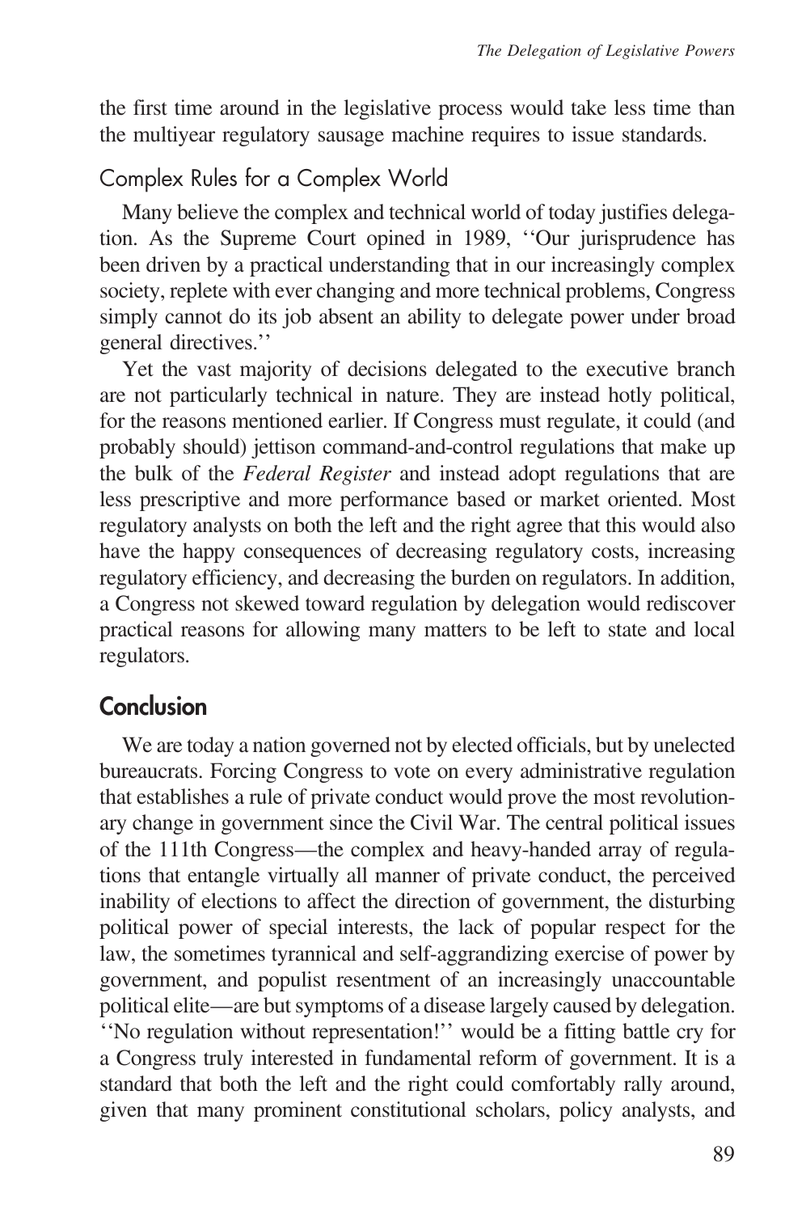the first time around in the legislative process would take less time than the multiyear regulatory sausage machine requires to issue standards.

### Complex Rules for a Complex World

Many believe the complex and technical world of today justifies delegation. As the Supreme Court opined in 1989, ''Our jurisprudence has been driven by a practical understanding that in our increasingly complex society, replete with ever changing and more technical problems, Congress simply cannot do its job absent an ability to delegate power under broad general directives.''

Yet the vast majority of decisions delegated to the executive branch are not particularly technical in nature. They are instead hotly political, for the reasons mentioned earlier. If Congress must regulate, it could (and probably should) jettison command-and-control regulations that make up the bulk of the *Federal Register* and instead adopt regulations that are less prescriptive and more performance based or market oriented. Most regulatory analysts on both the left and the right agree that this would also have the happy consequences of decreasing regulatory costs, increasing regulatory efficiency, and decreasing the burden on regulators. In addition, a Congress not skewed toward regulation by delegation would rediscover practical reasons for allowing many matters to be left to state and local regulators.

## Conclusion

We are today a nation governed not by elected officials, but by unelected bureaucrats. Forcing Congress to vote on every administrative regulation that establishes a rule of private conduct would prove the most revolutionary change in government since the Civil War. The central political issues of the 111th Congress—the complex and heavy-handed array of regulations that entangle virtually all manner of private conduct, the perceived inability of elections to affect the direction of government, the disturbing political power of special interests, the lack of popular respect for the law, the sometimes tyrannical and self-aggrandizing exercise of power by government, and populist resentment of an increasingly unaccountable political elite—are but symptoms of a disease largely caused by delegation. ''No regulation without representation!'' would be a fitting battle cry for a Congress truly interested in fundamental reform of government. It is a standard that both the left and the right could comfortably rally around, given that many prominent constitutional scholars, policy analysts, and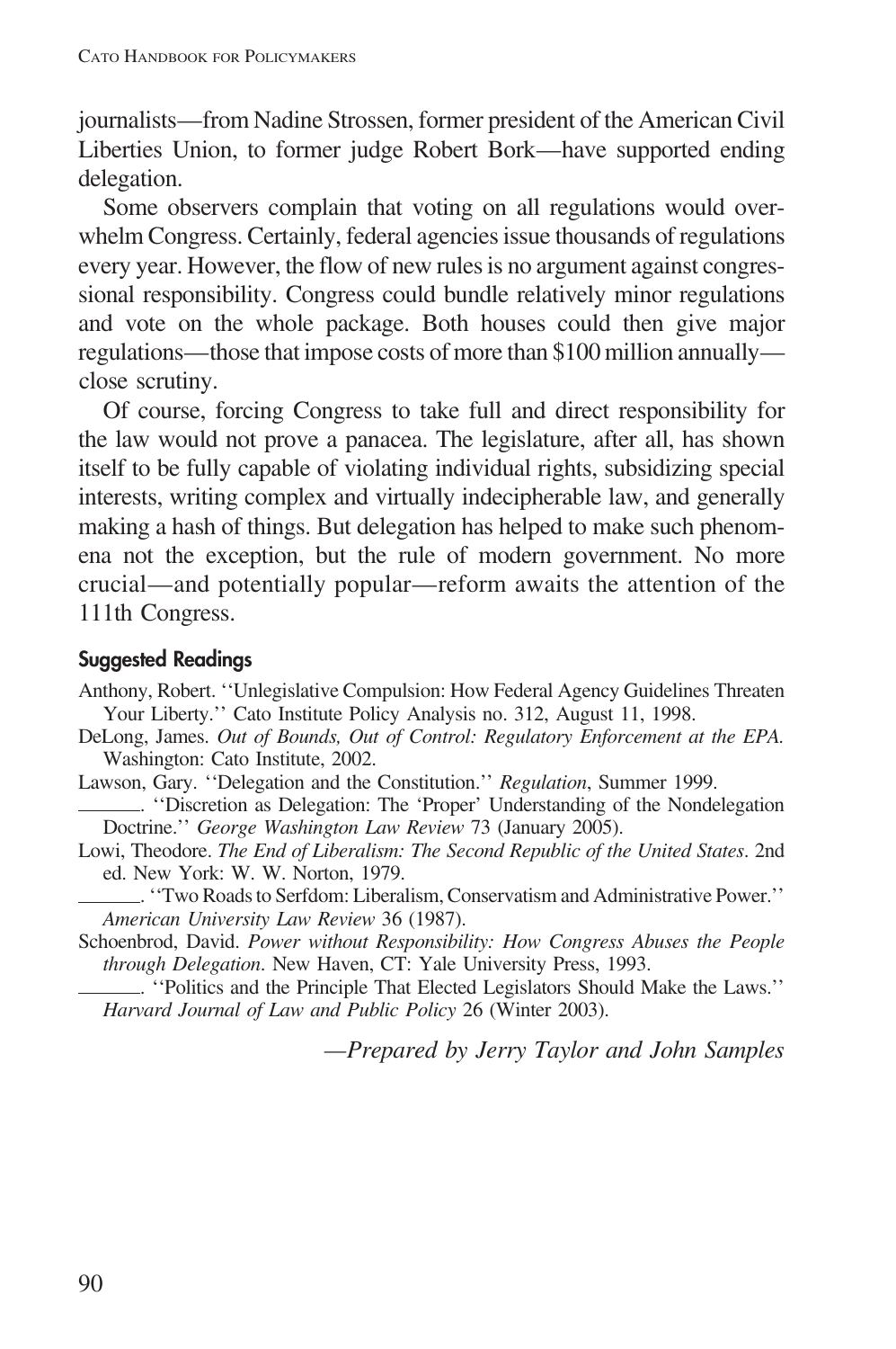journalists—from Nadine Strossen, former president of the American Civil Liberties Union, to former judge Robert Bork—have supported ending delegation.

Some observers complain that voting on all regulations would overwhelm Congress. Certainly, federal agencies issue thousands of regulations every year. However, the flow of new rules is no argument against congressional responsibility. Congress could bundle relatively minor regulations and vote on the whole package. Both houses could then give major regulations—those that impose costs of more than $100 million annually—close scrutiny.

Of course, forcing Congress to take full and direct responsibility for the law would not prove a panacea. The legislature, after all, has shown itself to be fully capable of violating individual rights, subsidizing special interests, writing complex and virtually indecipherable law, and generally making a hash of things. But delegation has helped to make such phenomena not the exception, but the rule of modern government. No more crucial—and potentially popular—reform awaits the attention of the 111th Congress.

#### Suggested Readings

Anthony, Robert. ''Unlegislative Compulsion: How Federal Agency Guidelines Threaten Your Liberty.'' Cato Institute Policy Analysis no. 312, August 11, 1998.

DeLong, James. *Out of Bounds, Out of Control: Regulatory Enforcement at the EPA.* Washington: Cato Institute, 2002.

Lawson, Gary. ''Delegation and the Constitution.'' *Regulation*, Summer 1999.

\_\_\_\_\_\_. ''Discretion as Delegation: The 'Proper' Understanding of the Nondelegation Doctrine.'' *George Washington Law Review* 73 (January 2005).

Lowi, Theodore. *The End of Liberalism: The Second Republic of the United States*. 2nd ed. New York: W. W. Norton, 1979.

\_\_\_\_\_\_. ''Two Roads to Serfdom: Liberalism, Conservatism and Administrative Power.'' *American University Law Review* 36 (1987).

Schoenbrod, David. *Power without Responsibility: How Congress Abuses the People through Delegation*. New Haven, CT: Yale University Press, 1993.

\_\_\_\_\_\_. ''Politics and the Principle That Elected Legislators Should Make the Laws.'' *Harvard Journal of Law and Public Policy* 26 (Winter 2003).

*—Prepared by Jerry Taylor and John Samples*